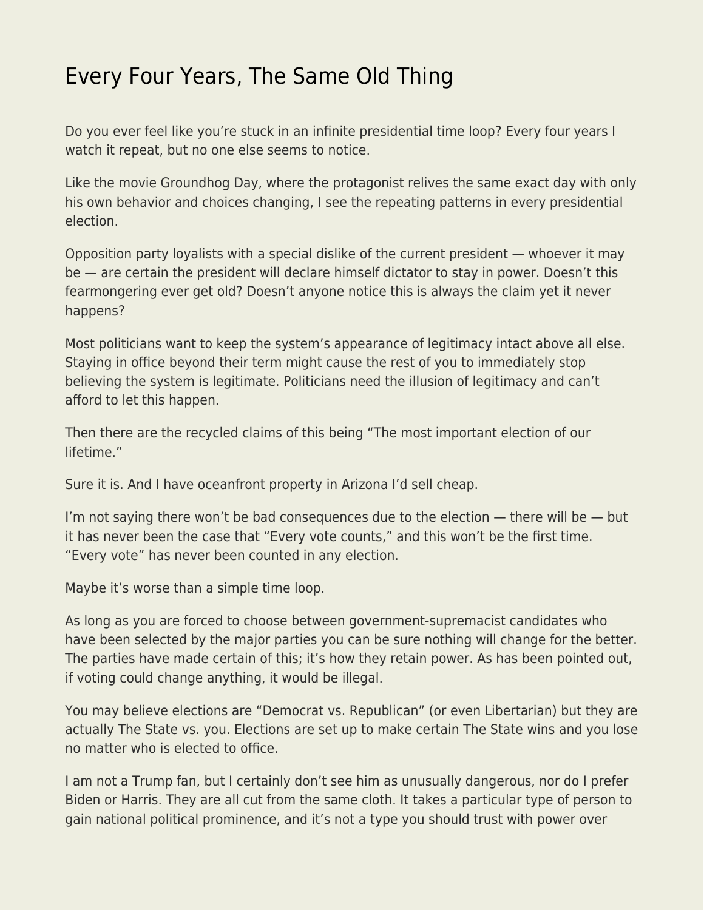# Every Four Years, The Same Old Thing

Do you ever feel like you're stuck in an infinite presidential time loop? Every four years I watch it repeat, but no one else seems to notice.

Like the movie Groundhog Day, where the protagonist relives the same exact day with only his own behavior and choices changing, I see the repeating patterns in every presidential election.

Opposition party loyalists with a special dislike of the current president — whoever it may be — are certain the president will declare himself dictator to stay in power. Doesn't this fearmongering ever get old? Doesn't anyone notice this is always the claim yet it never happens?

Most politicians want to keep the system's appearance of legitimacy intact above all else. Staying in office beyond their term might cause the rest of you to immediately stop believing the system is legitimate. Politicians need the illusion of legitimacy and can't afford to let this happen.

Then there are the recycled claims of this being "The most important election of our lifetime."

Sure it is. And I have oceanfront property in Arizona I'd sell cheap.

I'm not saying there won't be bad consequences due to the election — there will be — but it has never been the case that "Every vote counts," and this won't be the first time. "Every vote" has never been counted in any election.

Maybe it's worse than a simple time loop.

As long as you are forced to choose between government-supremacist candidates who have been selected by the major parties you can be sure nothing will change for the better. The parties have made certain of this; it's how they retain power. As has been pointed out, if voting could change anything, it would be illegal.

You may believe elections are "Democrat vs. Republican" (or even Libertarian) but they are actually The State vs. you. Elections are set up to make certain The State wins and you lose no matter who is elected to office.

I am not a Trump fan, but I certainly don't see him as unusually dangerous, nor do I prefer Biden or Harris. They are all cut from the same cloth. It takes a particular type of person to gain national political prominence, and it's not a type you should trust with power over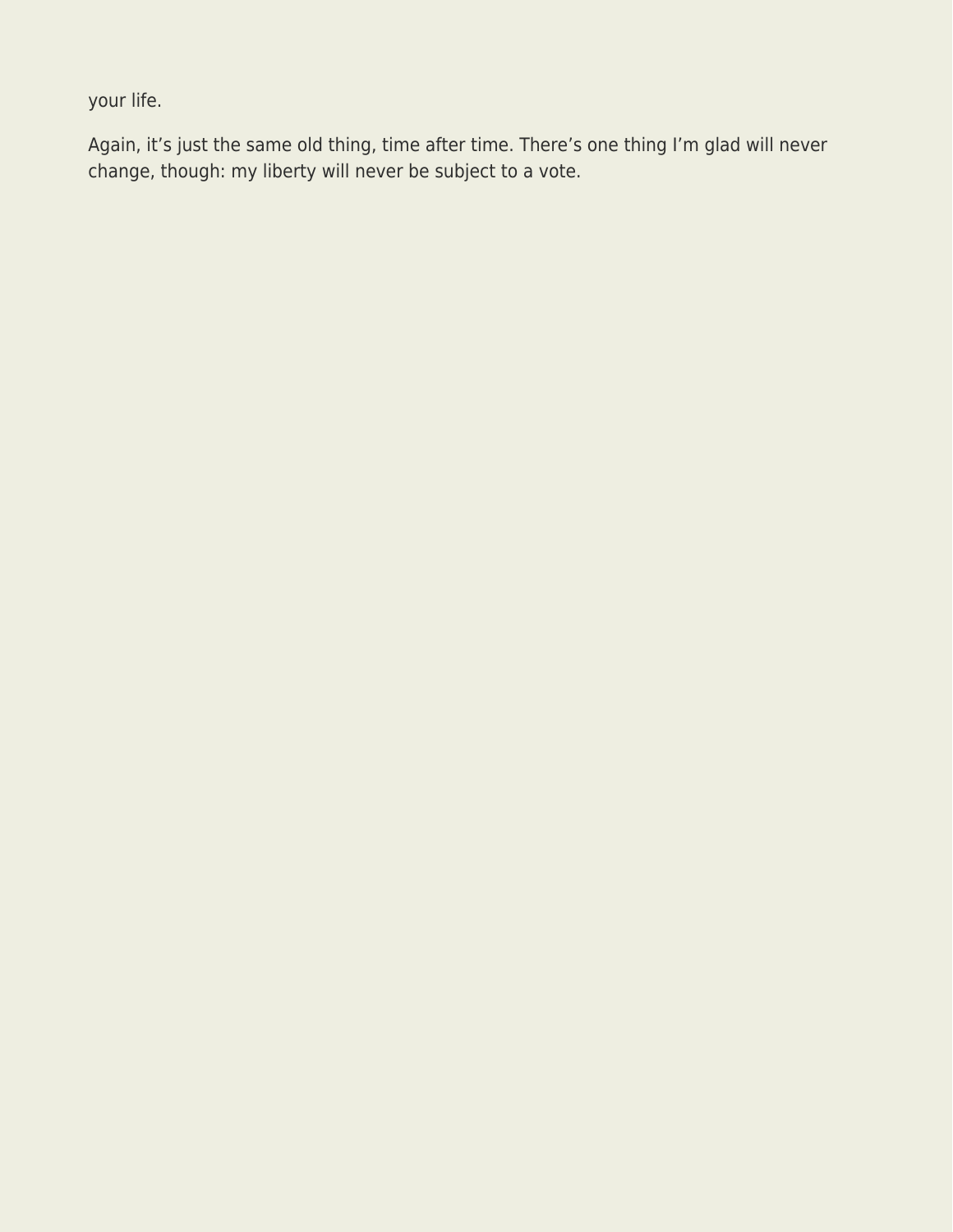your life.

Again, it’s just the same old thing, time after time. There’s one thing I’m glad will never change, though: my liberty will never be subject to a vote.